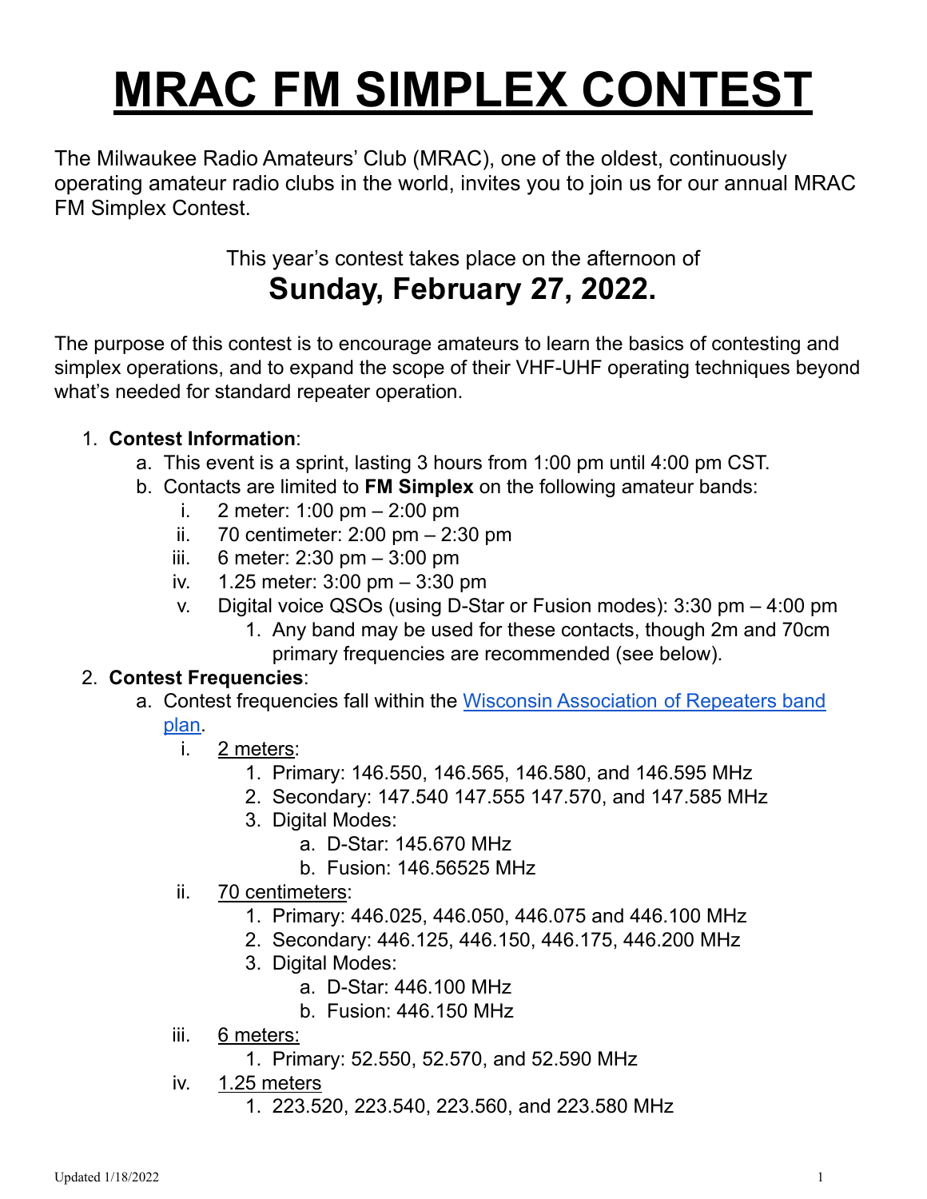# MRAC FM SIMPLEX CONTEST

The Milwaukee Radio Amateurs' Club (MRAC), one of the oldest, continuously operating amateur radio clubs in the world, invites you to join us for our annual MRAC FM Simplex Contest.

This year's contest takes place on the afternoon of

## Sunday, February 27, 2022.

The purpose of this contest is to encourage amateurs to learn the basics of contesting and simplex operations, and to expand the scope of their VHF-UHF operating techniques beyond what's needed for standard repeater operation.

1. **Contest Information**:
   a. This event is a sprint, lasting 3 hours from 1:00 pm until 4:00 pm CST.
   b. Contacts are limited to **FM Simplex** on the following amateur bands:
      i. 2 meter: 1:00 pm – 2:00 pm
      ii. 70 centimeter: 2:00 pm – 2:30 pm
      iii. 6 meter: 2:30 pm – 3:00 pm
      iv. 1.25 meter: 3:00 pm – 3:30 pm
      v. Digital voice QSOs (using D-Star or Fusion modes): 3:30 pm – 4:00 pm
         1. Any band may be used for these contacts, though 2m and 70cm primary frequencies are recommended (see below).
2. **Contest Frequencies**:
   a. Contest frequencies fall within the [Wisconsin Association of Repeaters band plan](Wisconsin Association of Repeaters band plan).
      i. 2 meters:
         1. Primary: 146.550, 146.565, 146.580, and 146.595 MHz
         2. Secondary: 147.540 147.555 147.570, and 147.585 MHz
         3. Digital Modes:
            a. D-Star: 145.670 MHz
            b. Fusion: 146.56525 MHz
      ii. 70 centimeters:
         1. Primary: 446.025, 446.050, 446.075 and 446.100 MHz
         2. Secondary: 446.125, 446.150, 446.175, 446.200 MHz
         3. Digital Modes:
            a. D-Star: 446.100 MHz
            b. Fusion: 446.150 MHz
      iii. 6 meters:
         1. Primary: 52.550, 52.570, and 52.590 MHz
      iv. 1.25 meters
         1. 223.520, 223.540, 223.560, and 223.580 MHz

Updated 1/18/2022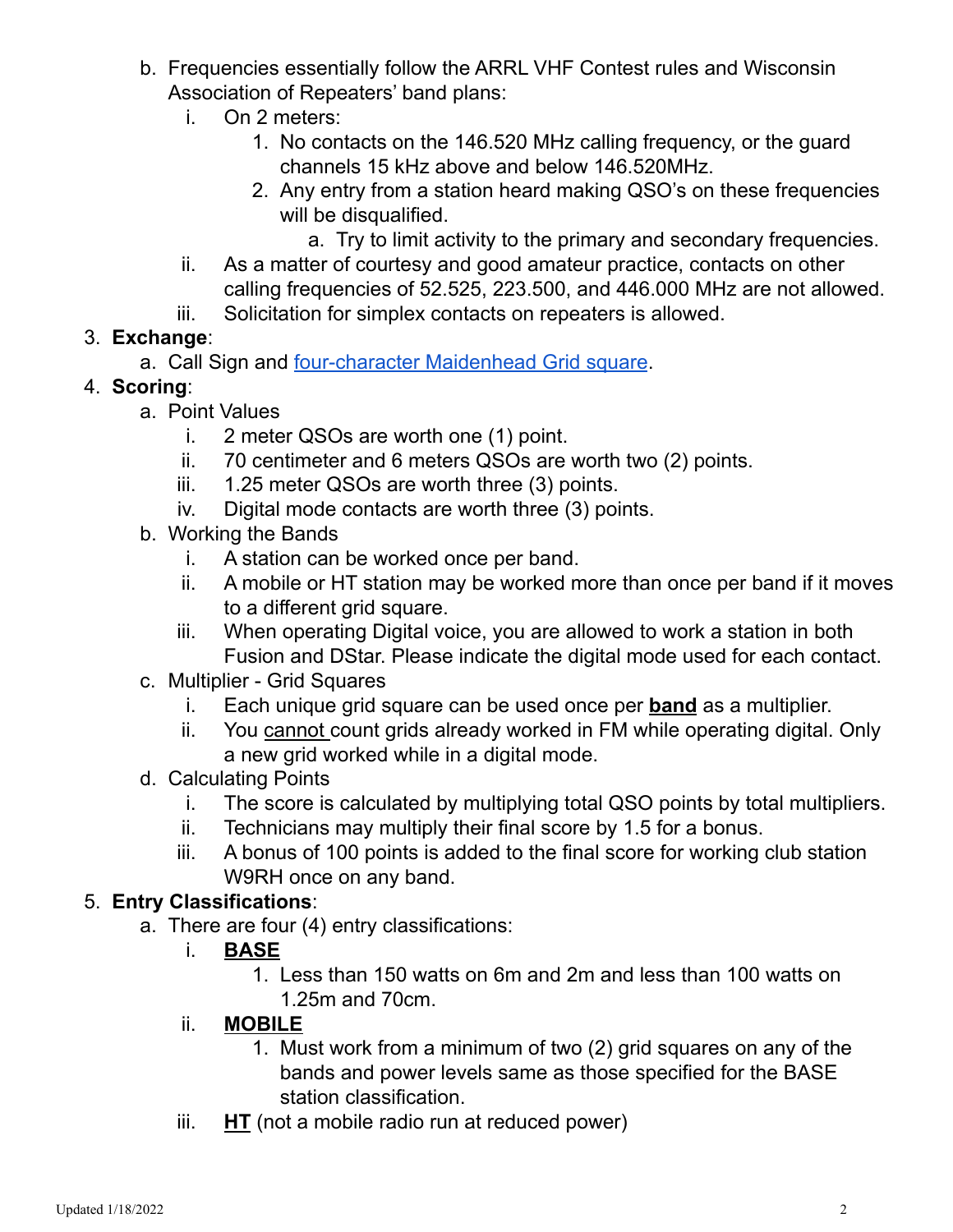b. Frequencies essentially follow the ARRL VHF Contest rules and Wisconsin Association of Repeaters' band plans:
   i. On 2 meters:
      1. No contacts on the 146.520 MHz calling frequency, or the guard channels 15 kHz above and below 146.520MHz.
      2. Any entry from a station heard making QSO's on these frequencies will be disqualified.
         a. Try to limit activity to the primary and secondary frequencies.
   ii. As a matter of courtesy and good amateur practice, contacts on other calling frequencies of 52.525, 223.500, and 446.000 MHz are not allowed.
   iii. Solicitation for simplex contacts on repeaters is allowed.

3. **Exchange**:
   a. Call Sign and [four-character Maidenhead Grid square].
4. **Scoring**:
   a. Point Values
      i. 2 meter QSOs are worth one (1) point.
      ii. 70 centimeter and 6 meters QSOs are worth two (2) points.
      iii. 1.25 meter QSOs are worth three (3) points.
      iv. Digital mode contacts are worth three (3) points.
   b. Working the Bands
      i. A station can be worked once per band.
      ii. A mobile or HT station may be worked more than once per band if it moves to a different grid square.
      iii. When operating Digital voice, you are allowed to work a station in both Fusion and DStar. Please indicate the digital mode used for each contact.
   c. Multiplier - Grid Squares
      i. Each unique grid square can be used once per **band** as a multiplier.
      ii. You cannot count grids already worked in FM while operating digital. Only a new grid worked while in a digital mode.
   d. Calculating Points
      i. The score is calculated by multiplying total QSO points by total multipliers.
      ii. Technicians may multiply their final score by 1.5 for a bonus.
      iii. A bonus of 100 points is added to the final score for working club station W9RH once on any band.
5. **Entry Classifications**:
   a. There are four (4) entry classifications:
      i. **BASE**
         1. Less than 150 watts on 6m and 2m and less than 100 watts on 1.25m and 70cm.
      ii. **MOBILE**
         1. Must work from a minimum of two (2) grid squares on any of the bands and power levels same as those specified for the BASE station classification.
      iii. **HT** (not a mobile radio run at reduced power)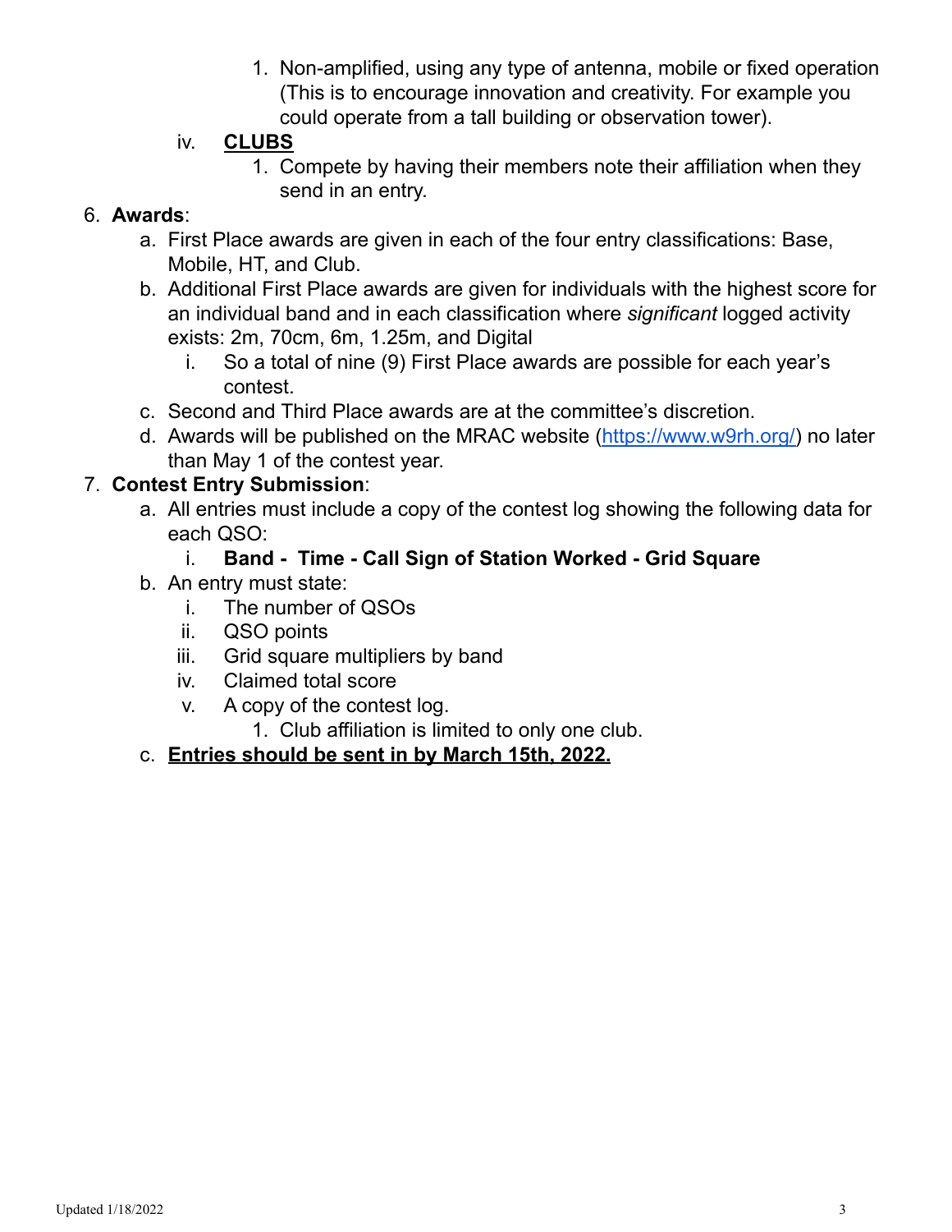1. Non-amplified, using any type of antenna, mobile or fixed operation (This is to encourage innovation and creativity. For example you could operate from a tall building or observation tower).

iv. **CLUBS**

1. Compete by having their members note their affiliation when they send in an entry.

6. **Awards**:
   a. First Place awards are given in each of the four entry classifications: Base, Mobile, HT, and Club.
   b. Additional First Place awards are given for individuals with the highest score for an individual band and in each classification where *significant* logged activity exists: 2m, 70cm, 6m, 1.25m, and Digital
      i. So a total of nine (9) First Place awards are possible for each year's contest.
   c. Second and Third Place awards are at the committee's discretion.
   d. Awards will be published on the MRAC website (https://www.w9rh.org/) no later than May 1 of the contest year.
7. **Contest Entry Submission**:
   a. All entries must include a copy of the contest log showing the following data for each QSO:
      i. **Band - Time - Call Sign of Station Worked - Grid Square**
   b. An entry must state:
      i. The number of QSOs
      ii. QSO points
      iii. Grid square multipliers by band
      iv. Claimed total score
      v. A copy of the contest log.
         1. Club affiliation is limited to only one club.
   c. **Entries should be sent in by March 15th, 2022.**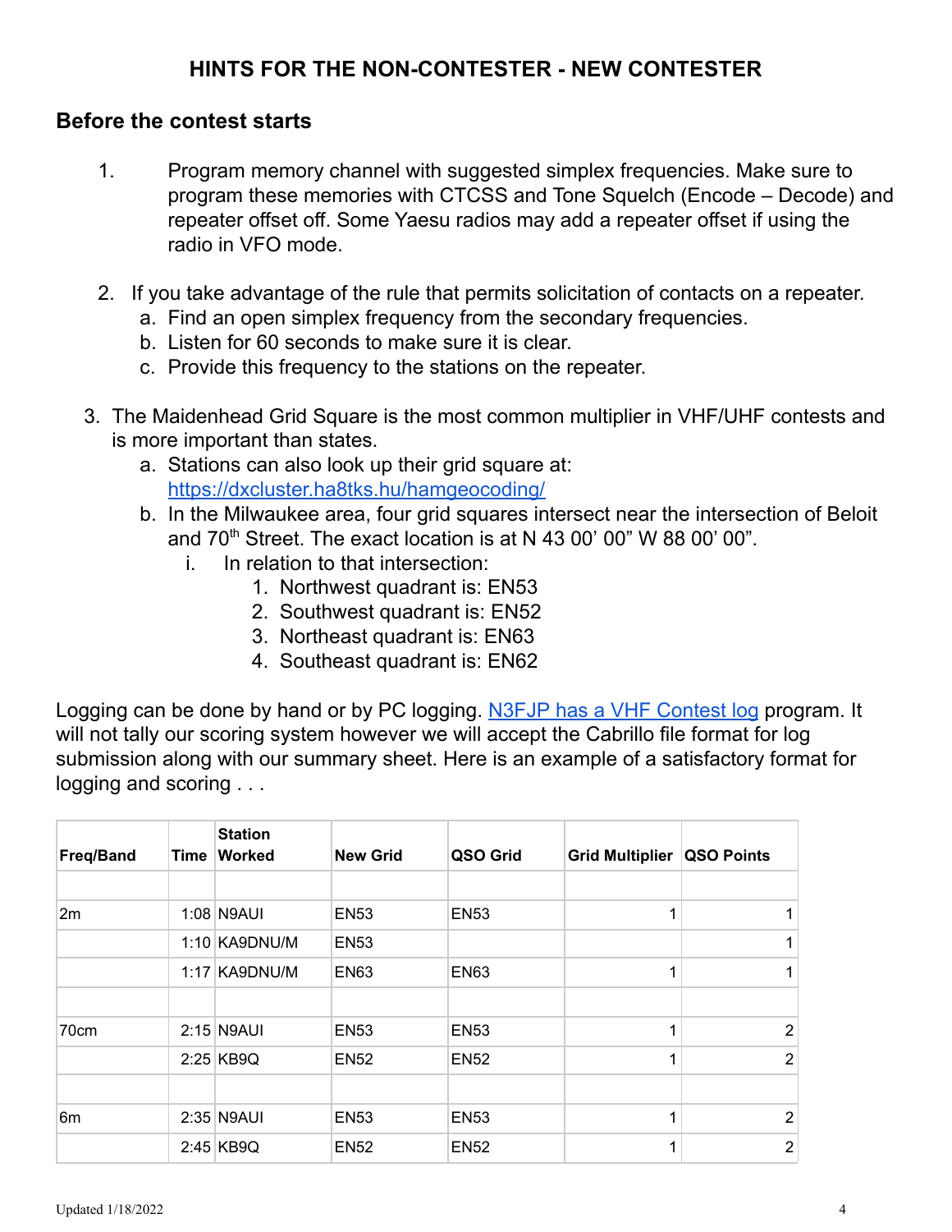# HINTS FOR THE NON-CONTESTER - NEW CONTESTER

## Before the contest starts

1. Program memory channel with suggested simplex frequencies. Make sure to program these memories with CTCSS and Tone Squelch (Encode – Decode) and repeater offset off. Some Yaesu radios may add a repeater offset if using the radio in VFO mode.

2. If you take advantage of the rule that permits solicitation of contacts on a repeater.
   a. Find an open simplex frequency from the secondary frequencies.
   b. Listen for 60 seconds to make sure it is clear.
   c. Provide this frequency to the stations on the repeater.

3. The Maidenhead Grid Square is the most common multiplier in VHF/UHF contests and is more important than states.
   a. Stations can also look up their grid square at: https://dxcluster.ha8tks.hu/hamgeocoding/
   b. In the Milwaukee area, four grid squares intersect near the intersection of Beloit and 70th Street. The exact location is at N 43 00' 00" W 88 00' 00".
      i. In relation to that intersection:
         1. Northwest quadrant is: EN53
         2. Southwest quadrant is: EN52
         3. Northeast quadrant is: EN63
         4. Southeast quadrant is: EN62

Logging can be done by hand or by PC logging. N3FJP has a VHF Contest log program. It will not tally our scoring system however we will accept the Cabrillo file format for log submission along with our summary sheet. Here is an example of a satisfactory format for logging and scoring . . .

| Freq/Band | Time | Station Worked | New Grid | QSO Grid | Grid Multiplier | QSO Points |
|---|---|---|---|---|---|---|
| | | | | | | |
| 2m | 1:08 | N9AUI | EN53 | EN53 | 1 | 1 |
| | 1:10 | KA9DNU/M | EN53 | | | 1 |
| | 1:17 | KA9DNU/M | EN63 | EN63 | 1 | 1 |
| | | | | | | |
| 70cm | 2:15 | N9AUI | EN53 | EN53 | 1 | 2 |
| | 2:25 | KB9Q | EN52 | EN52 | 1 | 2 |
| | | | | | | |
| 6m | 2:35 | N9AUI | EN53 | EN53 | 1 | 2 |
| | 2:45 | KB9Q | EN52 | EN52 | 1 | 2 |

Updated 1/18/2022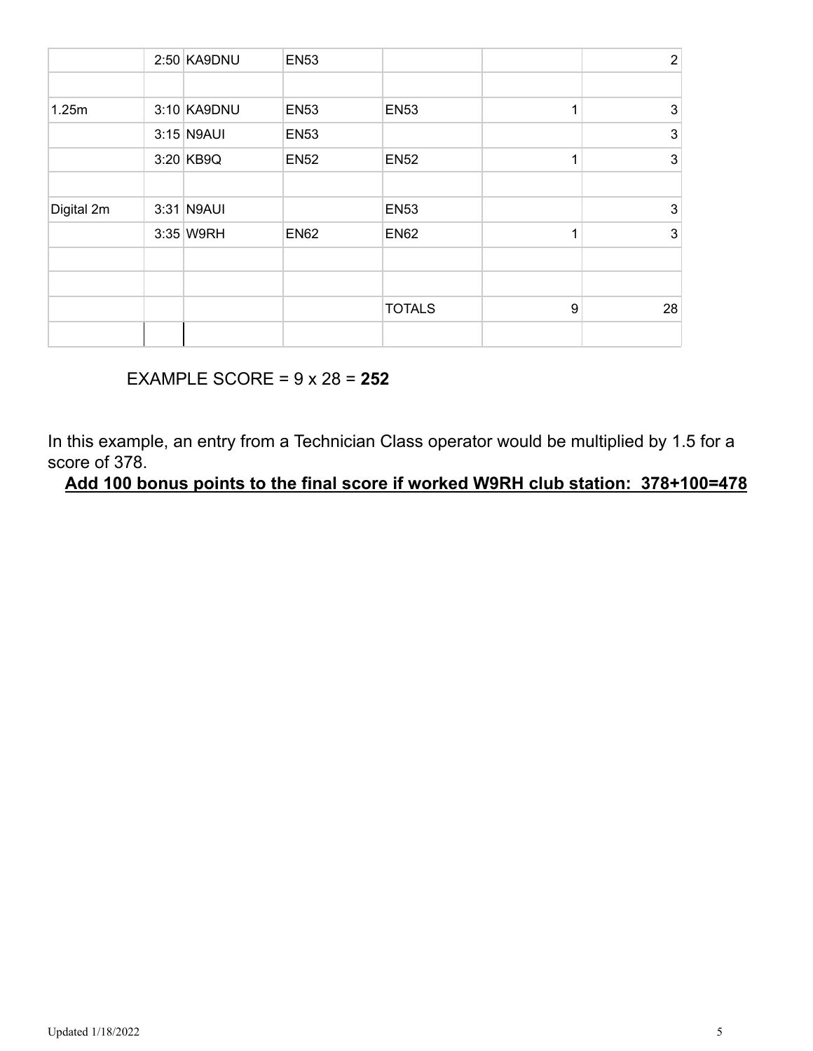| | | | | | | |
|---|---|---|---|---|---|---|
| | 2:50 | KA9DNU | EN53 | | | 2 |
| | | | | | | |
| 1.25m | 3:10 | KA9DNU | EN53 | EN53 | 1 | 3 |
| | 3:15 | N9AUI | EN53 | | | 3 |
| | 3:20 | KB9Q | EN52 | EN52 | 1 | 3 |
| | | | | | | |
| Digital 2m | 3:31 | N9AUI | | EN53 | | 3 |
| | 3:35 | W9RH | EN62 | EN62 | 1 | 3 |
| | | | | | | |
| | | | | | | |
| | | | | TOTALS | 9 | 28 |
| | | | | | | |

EXAMPLE SCORE = 9 x 28 = **252**

In this example, an entry from a Technician Class operator would be multiplied by 1.5 for a score of 378.

**Add 100 bonus points to the final score if worked W9RH club station: 378+100=478**

Updated 1/18/2022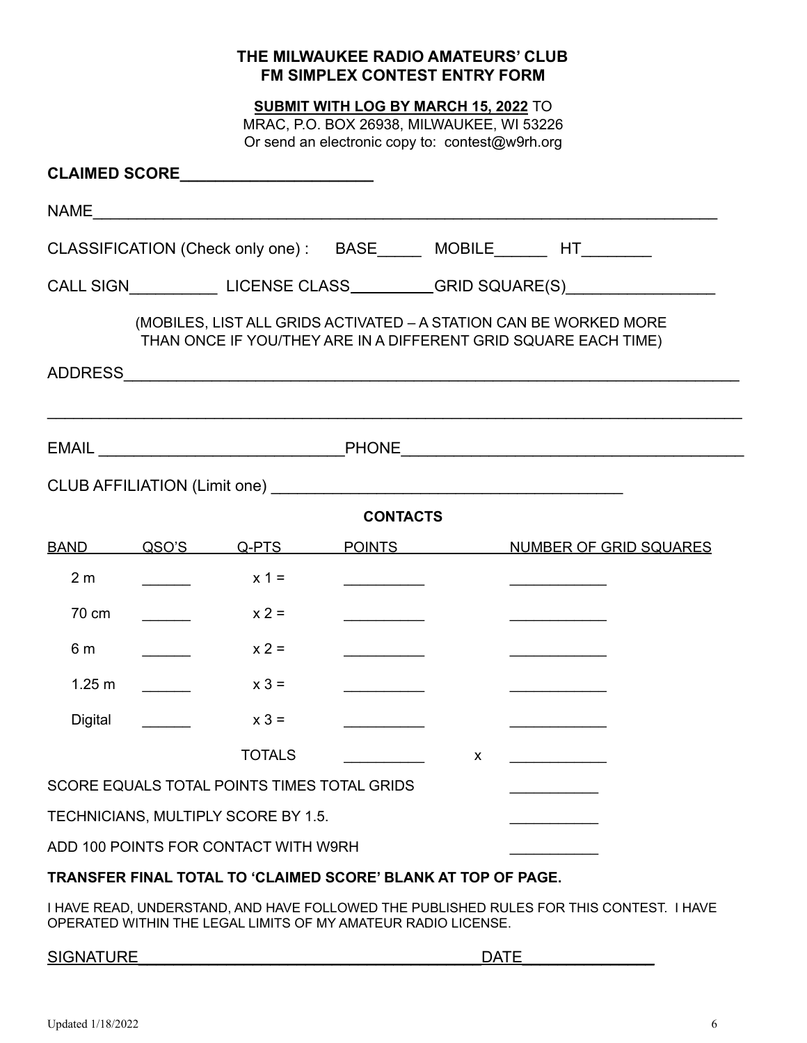**THE MILWAUKEE RADIO AMATEURS' CLUB**
**FM SIMPLEX CONTEST ENTRY FORM**

**SUBMIT WITH LOG BY MARCH 15, 2022** TO
MRAC, P.O. BOX 26938, MILWAUKEE, WI 53226
Or send an electronic copy to: contest@w9rh.org

**CLAIMED SCORE______________________**

NAME_________________________________________________________________________

CLASSIFICATION (Check only one) : BASE_____ MOBILE______ HT________

CALL SIGN__________ LICENSE CLASS__________GRID SQUARE(S)_________________

(MOBILES, LIST ALL GRIDS ACTIVATED – A STATION CAN BE WORKED MORE THAN ONCE IF YOU/THEY ARE IN A DIFFERENT GRID SQUARE EACH TIME)

ADDRESS_______________________________________________________________________

_______________________________________________________________________________

EMAIL ___________________________PHONE______________________________________

CLUB AFFILIATION (Limit one) ______________________________________

**CONTACTS**

| BAND | QSO'S | Q-PTS | POINTS | | NUMBER OF GRID SQUARES |
|---|---|---|---|---|---|
| 2 m | ______ | x 1 = | __________ | | ____________ |
| 70 cm | ______ | x 2 = | __________ | | ____________ |
| 6 m | ______ | x 2 = | __________ | | ____________ |
| 1.25 m | ______ | x 3 = | __________ | | ____________ |
| Digital | ______ | x 3 = | __________ | | ____________ |
| | | TOTALS | __________ | x | ____________ |

SCORE EQUALS TOTAL POINTS TIMES TOTAL GRIDS ___________

TECHNICIANS, MULTIPLY SCORE BY 1.5. ___________

ADD 100 POINTS FOR CONTACT WITH W9RH ___________

**TRANSFER FINAL TOTAL TO 'CLAIMED SCORE' BLANK AT TOP OF PAGE.**

I HAVE READ, UNDERSTAND, AND HAVE FOLLOWED THE PUBLISHED RULES FOR THIS CONTEST. I HAVE OPERATED WITHIN THE LEGAL LIMITS OF MY AMATEUR RADIO LICENSE.

SIGNATURE_______________________________________DATE_______________

Updated 1/18/2022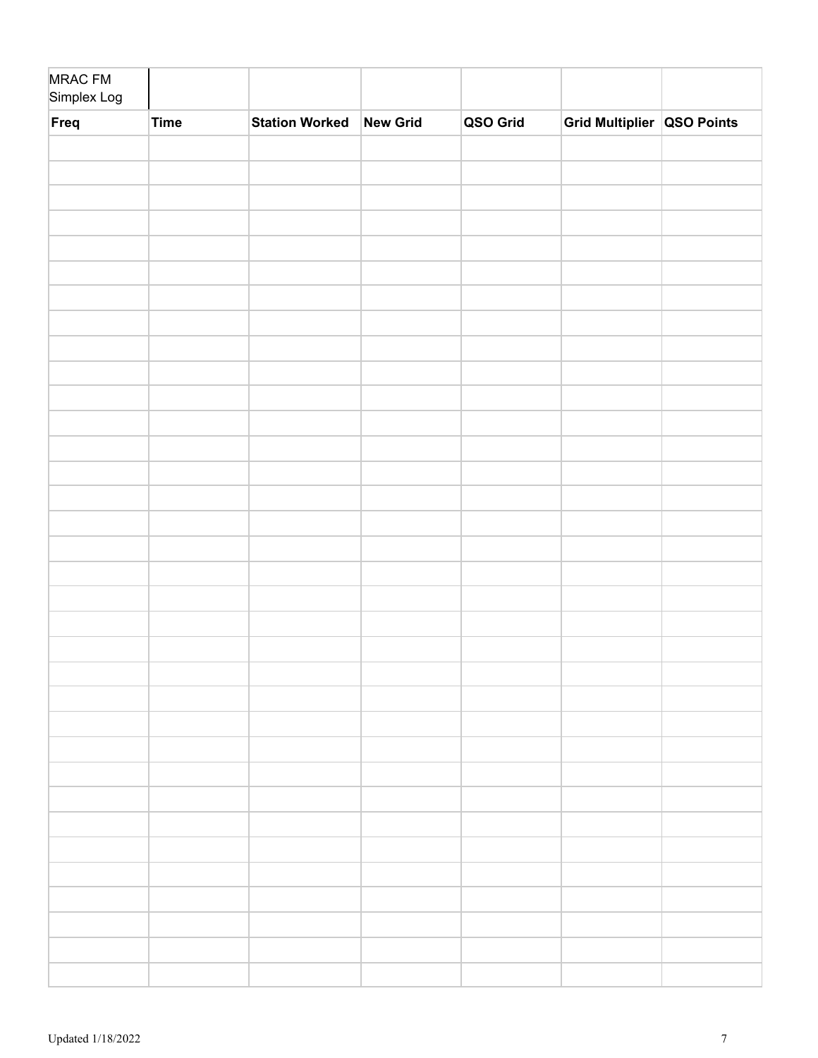| MRAC FM Simplex Log | | | | | | |
|---|---|---|---|---|---|---|
| **Freq** | **Time** | **Station Worked** | **New Grid** | **QSO Grid** | **Grid Multiplier** | **QSO Points** |
| | | | | | | |
| | | | | | | |
| | | | | | | |
| | | | | | | |
| | | | | | | |
| | | | | | | |
| | | | | | | |
| | | | | | | |
| | | | | | | |
| | | | | | | |
| | | | | | | |
| | | | | | | |
| | | | | | | |
| | | | | | | |
| | | | | | | |
| | | | | | | |
| | | | | | | |
| | | | | | | |
| | | | | | | |
| | | | | | | |
| | | | | | | |
| | | | | | | |
| | | | | | | |
| | | | | | | |
| | | | | | | |
| | | | | | | |
| | | | | | | |
| | | | | | | |
| | | | | | | |
| | | | | | | |
| | | | | | | |
| | | | | | | |
| | | | | | | |
| | | | | | | |
| | | | | | | |

Updated 1/18/2022